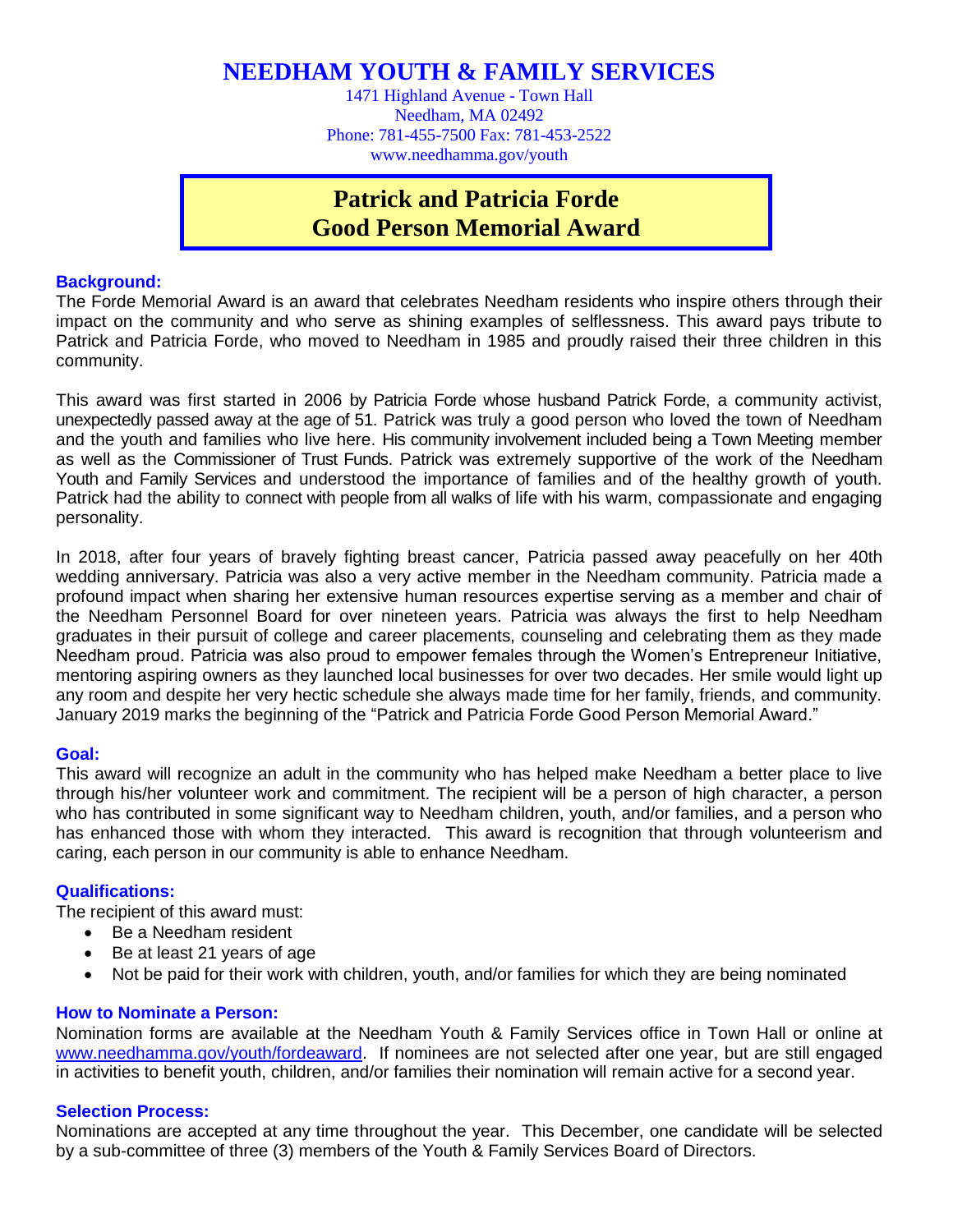# NEEDHAM YOUTH & FAMILY SERVICES

1471 Highland Avenue - Town Hall
Needham, MA 02492
Phone: 781-455-7500 Fax: 781-453-2522
www.needhamma.gov/youth

## Patrick and Patricia Forde Good Person Memorial Award

### Background:

The Forde Memorial Award is an award that celebrates Needham residents who inspire others through their impact on the community and who serve as shining examples of selflessness. This award pays tribute to Patrick and Patricia Forde, who moved to Needham in 1985 and proudly raised their three children in this community.

This award was first started in 2006 by Patricia Forde whose husband Patrick Forde, a community activist, unexpectedly passed away at the age of 51. Patrick was truly a good person who loved the town of Needham and the youth and families who live here. His community involvement included being a Town Meeting member as well as the Commissioner of Trust Funds. Patrick was extremely supportive of the work of the Needham Youth and Family Services and understood the importance of families and of the healthy growth of youth. Patrick had the ability to connect with people from all walks of life with his warm, compassionate and engaging personality.

In 2018, after four years of bravely fighting breast cancer, Patricia passed away peacefully on her 40th wedding anniversary. Patricia was also a very active member in the Needham community. Patricia made a profound impact when sharing her extensive human resources expertise serving as a member and chair of the Needham Personnel Board for over nineteen years. Patricia was always the first to help Needham graduates in their pursuit of college and career placements, counseling and celebrating them as they made Needham proud. Patricia was also proud to empower females through the Women's Entrepreneur Initiative, mentoring aspiring owners as they launched local businesses for over two decades. Her smile would light up any room and despite her very hectic schedule she always made time for her family, friends, and community. January 2019 marks the beginning of the "Patrick and Patricia Forde Good Person Memorial Award."

### Goal:

This award will recognize an adult in the community who has helped make Needham a better place to live through his/her volunteer work and commitment. The recipient will be a person of high character, a person who has contributed in some significant way to Needham children, youth, and/or families, and a person who has enhanced those with whom they interacted. This award is recognition that through volunteerism and caring, each person in our community is able to enhance Needham.

### Qualifications:

The recipient of this award must:

- Be a Needham resident
- Be at least 21 years of age
- Not be paid for their work with children, youth, and/or families for which they are being nominated

### How to Nominate a Person:

Nomination forms are available at the Needham Youth & Family Services office in Town Hall or online at www.needhamma.gov/youth/fordeaward. If nominees are not selected after one year, but are still engaged in activities to benefit youth, children, and/or families their nomination will remain active for a second year.

### Selection Process:

Nominations are accepted at any time throughout the year. This December, one candidate will be selected by a sub-committee of three (3) members of the Youth & Family Services Board of Directors.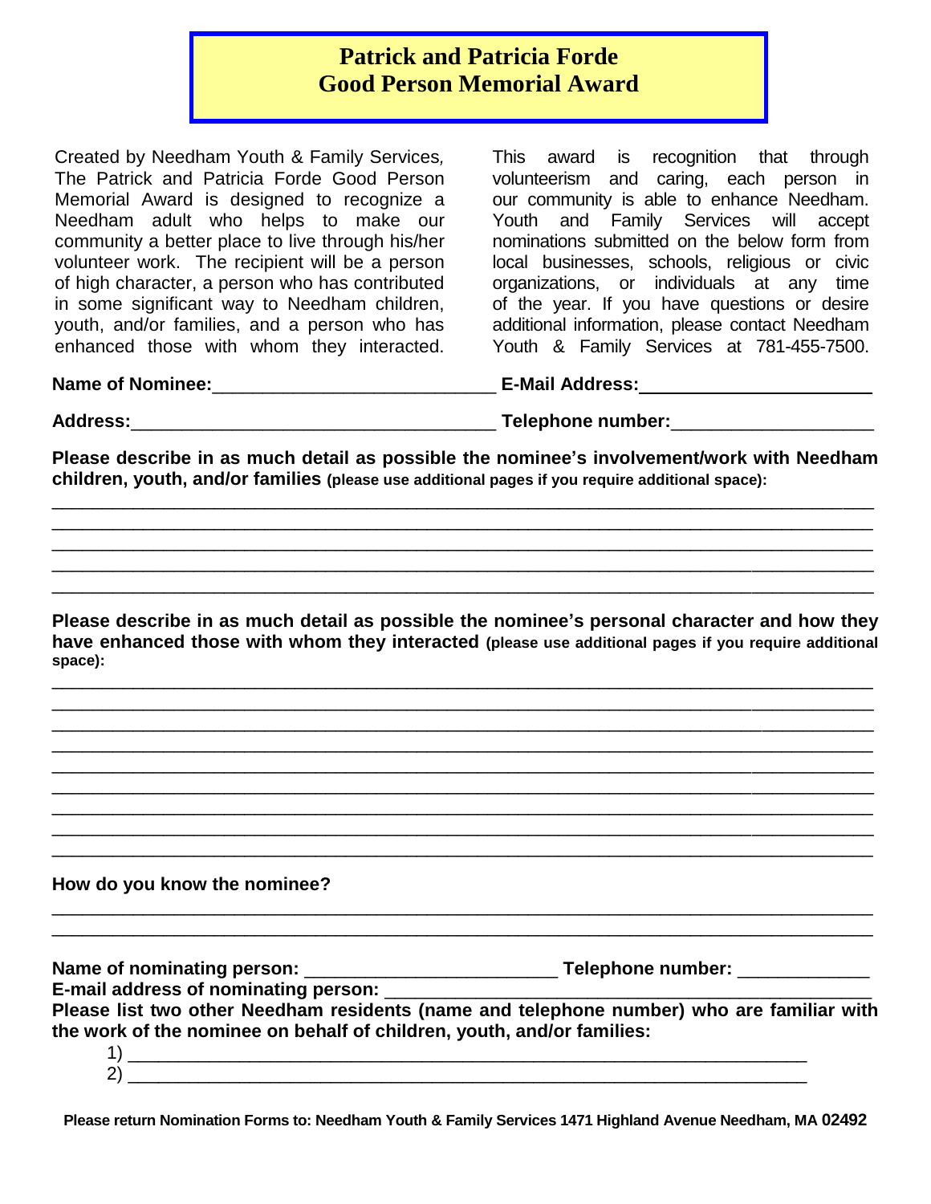# Patrick and Patricia Forde Good Person Memorial Award

Created by Needham Youth & Family Services, The Patrick and Patricia Forde Good Person Memorial Award is designed to recognize a Needham adult who helps to make our community a better place to live through his/her volunteer work. The recipient will be a person of high character, a person who has contributed in some significant way to Needham children, youth, and/or families, and a person who has enhanced those with whom they interacted.

This award is recognition that through volunteerism and caring, each person in our community is able to enhance Needham. Youth and Family Services will accept nominations submitted on the below form from local businesses, schools, religious or civic organizations, or individuals at any time of the year. If you have questions or desire additional information, please contact Needham Youth & Family Services at 781-455-7500.

**Name of Nominee:**___________________________ **E-Mail Address:**______________________

**Address:**___________________________________ **Telephone number:**___________________

**Please describe in as much detail as possible the nominee's involvement/work with Needham children, youth, and/or families (please use additional pages if you require additional space):**

_______________________________________________________________________________
_______________________________________________________________________________
_______________________________________________________________________________
_______________________________________________________________________________
_______________________________________________________________________________

**Please describe in as much detail as possible the nominee's personal character and how they have enhanced those with whom they interacted (please use additional pages if you require additional space):**

_______________________________________________________________________________
_______________________________________________________________________________
_______________________________________________________________________________
_______________________________________________________________________________
_______________________________________________________________________________
_______________________________________________________________________________
_______________________________________________________________________________
_______________________________________________________________________________
_______________________________________________________________________________

**How do you know the nominee?**

_______________________________________________________________________________
_______________________________________________________________________________

**Name of nominating person:** ________________________ **Telephone number:** _____________

**E-mail address of nominating person:** ___________________________________________

**Please list two other Needham residents (name and telephone number) who are familiar with the work of the nominee on behalf of children, youth, and/or families:**

1) ________________________________________________________________
2) ________________________________________________________________

**Please return Nomination Forms to: Needham Youth & Family Services 1471 Highland Avenue Needham, MA 02492**